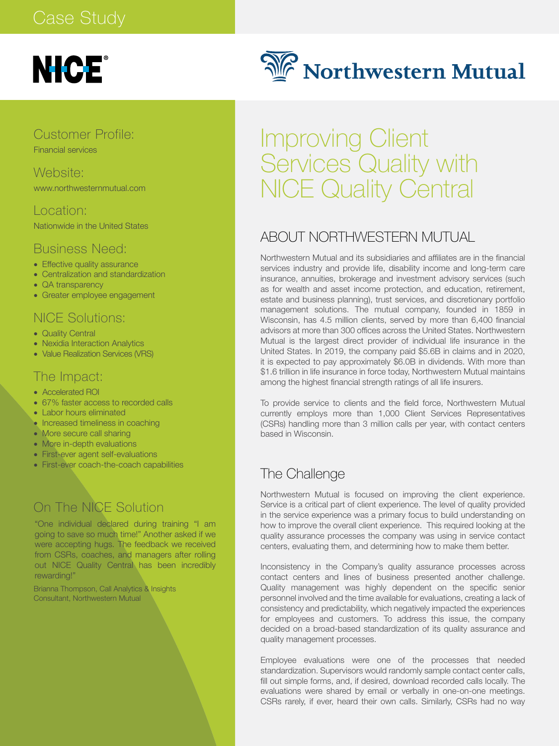Case Study

NICE®

Northwestern Mutual

## Customer Profile:

Financial services

## Website:

www.northwesternmutual.com

## Location:

Nationwide in the United States

## Business Need:

- Effective quality assurance
- Centralization and standardization
- QA transparency
- Greater employee engagement

## NICE Solutions:

- Quality Central
- Nexidia Interaction Analytics
- Value Realization Services (VRS)

## The Impact:

- Accelerated ROI
- 67% faster access to recorded calls
- Labor hours eliminated
- Increased timeliness in coaching
- More secure call sharing
- More in-depth evaluations
- First-ever agent self-evaluations
- First-ever coach-the-coach capabilities

## On The NICE Solution

"One individual declared during training "I am going to save so much time!" Another asked if we were accepting hugs. The feedback we received from CSRs, coaches, and managers after rolling out NICE Quality Central has been incredibly rewarding!"

Brianna Thompson, Call Analytics & Insights Consultant, Northwestern Mutual

# Improving Client Services Quality with NICE Quality Central

## ABOUT NORTHWESTERN MUTUAL

Northwestern Mutual and its subsidiaries and affiliates are in the financial services industry and provide life, disability income and long-term care insurance, annuities, brokerage and investment advisory services (such as for wealth and asset income protection, and education, retirement, estate and business planning), trust services, and discretionary portfolio management solutions. The mutual company, founded in 1859 in Wisconsin, has 4.5 million clients, served by more than 6,400 financial advisors at more than 300 offices across the United States. Northwestern Mutual is the largest direct provider of individual life insurance in the United States. In 2019, the company paid $5.6B in claims and in 2020, it is expected to pay approximately $6.0B in dividends. With more than $1.6 trillion in life insurance in force today, Northwestern Mutual maintains among the highest financial strength ratings of all life insurers.

To provide service to clients and the field force, Northwestern Mutual currently employs more than 1,000 Client Services Representatives (CSRs) handling more than 3 million calls per year, with contact centers based in Wisconsin.

## The Challenge

Northwestern Mutual is focused on improving the client experience. Service is a critical part of client experience. The level of quality provided in the service experience was a primary focus to build understanding on how to improve the overall client experience. This required looking at the quality assurance processes the company was using in service contact centers, evaluating them, and determining how to make them better.

Inconsistency in the Company's quality assurance processes across contact centers and lines of business presented another challenge. Quality management was highly dependent on the specific senior personnel involved and the time available for evaluations, creating a lack of consistency and predictability, which negatively impacted the experiences for employees and customers. To address this issue, the company decided on a broad-based standardization of its quality assurance and quality management processes.

Employee evaluations were one of the processes that needed standardization. Supervisors would randomly sample contact center calls, fill out simple forms, and, if desired, download recorded calls locally. The evaluations were shared by email or verbally in one-on-one meetings. CSRs rarely, if ever, heard their own calls. Similarly, CSRs had no way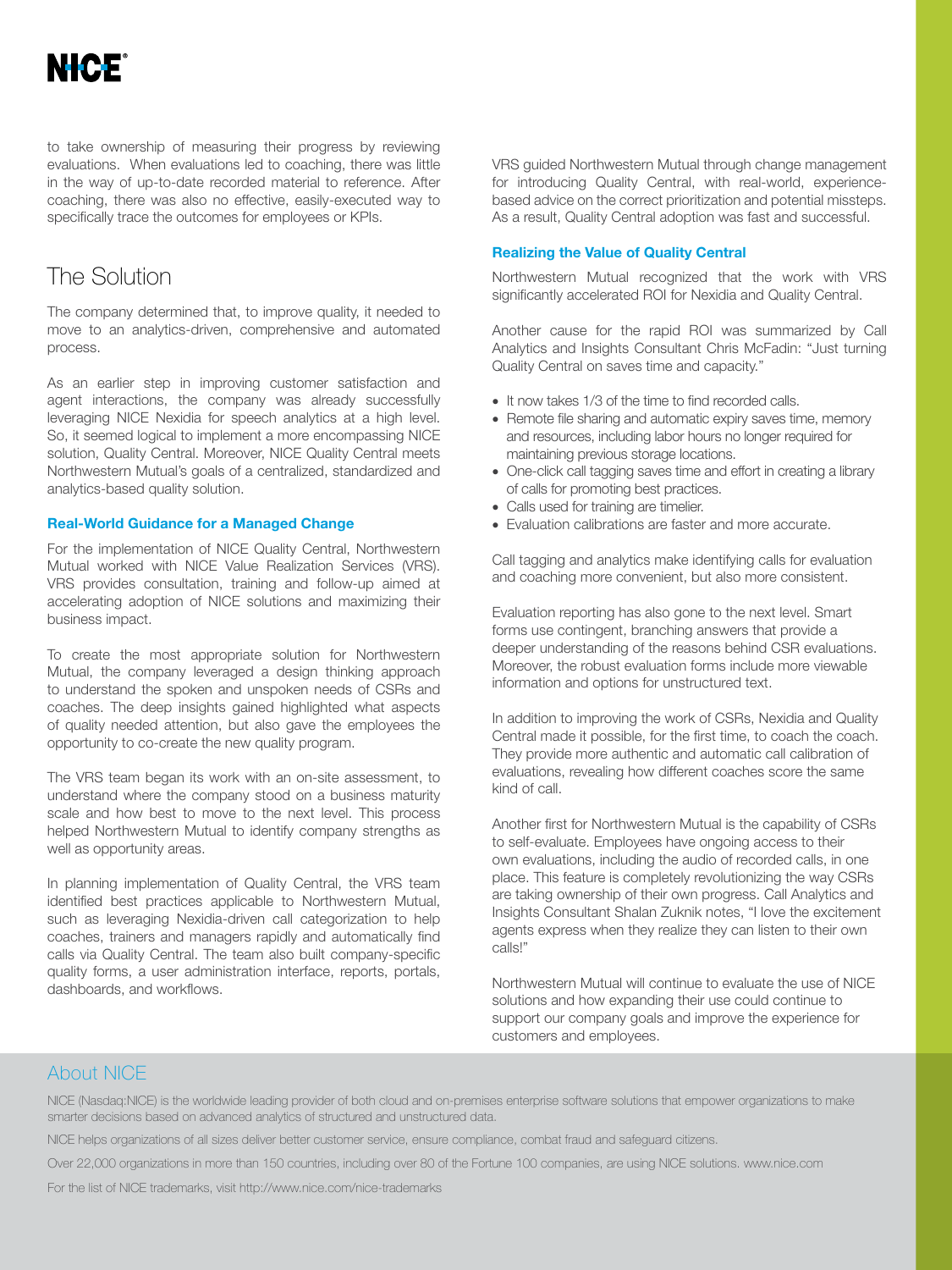to take ownership of measuring their progress by reviewing evaluations. When evaluations led to coaching, there was little in the way of up-to-date recorded material to reference. After coaching, there was also no effective, easily-executed way to specifically trace the outcomes for employees or KPIs.

## The Solution

The company determined that, to improve quality, it needed to move to an analytics-driven, comprehensive and automated process.

As an earlier step in improving customer satisfaction and agent interactions, the company was already successfully leveraging NICE Nexidia for speech analytics at a high level. So, it seemed logical to implement a more encompassing NICE solution, Quality Central. Moreover, NICE Quality Central meets Northwestern Mutual's goals of a centralized, standardized and analytics-based quality solution.

### Real-World Guidance for a Managed Change

For the implementation of NICE Quality Central, Northwestern Mutual worked with NICE Value Realization Services (VRS). VRS provides consultation, training and follow-up aimed at accelerating adoption of NICE solutions and maximizing their business impact.

To create the most appropriate solution for Northwestern Mutual, the company leveraged a design thinking approach to understand the spoken and unspoken needs of CSRs and coaches. The deep insights gained highlighted what aspects of quality needed attention, but also gave the employees the opportunity to co-create the new quality program.

The VRS team began its work with an on-site assessment, to understand where the company stood on a business maturity scale and how best to move to the next level. This process helped Northwestern Mutual to identify company strengths as well as opportunity areas.

In planning implementation of Quality Central, the VRS team identified best practices applicable to Northwestern Mutual, such as leveraging Nexidia-driven call categorization to help coaches, trainers and managers rapidly and automatically find calls via Quality Central. The team also built company-specific quality forms, a user administration interface, reports, portals, dashboards, and workflows.

VRS guided Northwestern Mutual through change management for introducing Quality Central, with real-world, experience-based advice on the correct prioritization and potential missteps. As a result, Quality Central adoption was fast and successful.

### Realizing the Value of Quality Central

Northwestern Mutual recognized that the work with VRS significantly accelerated ROI for Nexidia and Quality Central.

Another cause for the rapid ROI was summarized by Call Analytics and Insights Consultant Chris McFadin: "Just turning Quality Central on saves time and capacity."

- It now takes 1/3 of the time to find recorded calls.
- Remote file sharing and automatic expiry saves time, memory and resources, including labor hours no longer required for maintaining previous storage locations.
- One-click call tagging saves time and effort in creating a library of calls for promoting best practices.
- Calls used for training are timelier.
- Evaluation calibrations are faster and more accurate.

Call tagging and analytics make identifying calls for evaluation and coaching more convenient, but also more consistent.

Evaluation reporting has also gone to the next level. Smart forms use contingent, branching answers that provide a deeper understanding of the reasons behind CSR evaluations. Moreover, the robust evaluation forms include more viewable information and options for unstructured text.

In addition to improving the work of CSRs, Nexidia and Quality Central made it possible, for the first time, to coach the coach. They provide more authentic and automatic call calibration of evaluations, revealing how different coaches score the same kind of call.

Another first for Northwestern Mutual is the capability of CSRs to self-evaluate. Employees have ongoing access to their own evaluations, including the audio of recorded calls, in one place. This feature is completely revolutionizing the way CSRs are taking ownership of their own progress. Call Analytics and Insights Consultant Shalan Zuknik notes, "I love the excitement agents express when they realize they can listen to their own calls!"

Northwestern Mutual will continue to evaluate the use of NICE solutions and how expanding their use could continue to support our company goals and improve the experience for customers and employees.

## About NICE

NICE (Nasdaq:NICE) is the worldwide leading provider of both cloud and on-premises enterprise software solutions that empower organizations to make smarter decisions based on advanced analytics of structured and unstructured data.

NICE helps organizations of all sizes deliver better customer service, ensure compliance, combat fraud and safeguard citizens.

Over 22,000 organizations in more than 150 countries, including over 80 of the Fortune 100 companies, are using NICE solutions. www.nice.com

For the list of NICE trademarks, visit http://www.nice.com/nice-trademarks